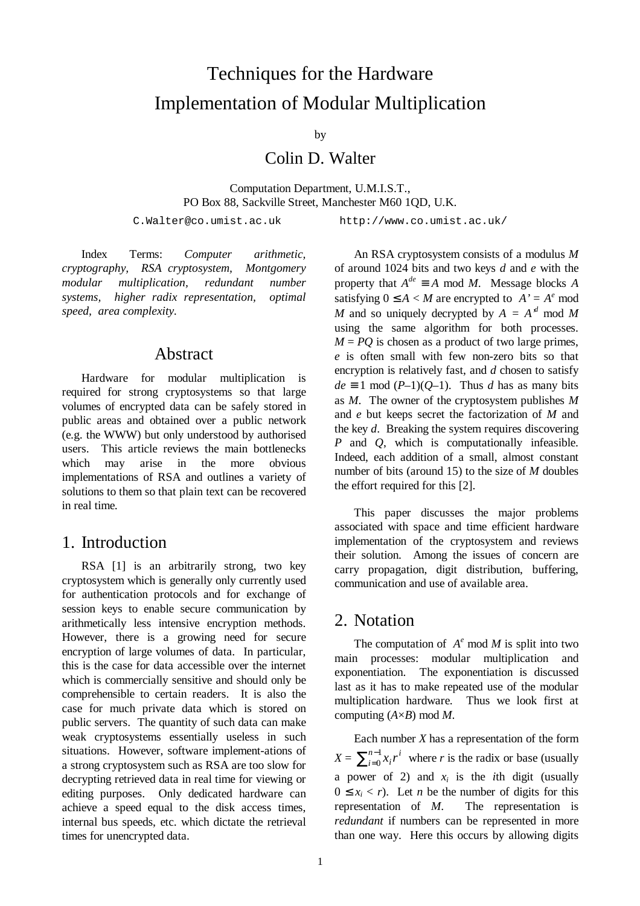# Techniques for the Hardware Implementation of Modular Multiplication

by

## Colin D. Walter

Computation Department, U.M.I.S.T.,
PO Box 88, Sackville Street, Manchester M60 1QD, U.K.

C.Walter@co.umist.ac.uk http://www.co.umist.ac.uk/

Index Terms: *Computer arithmetic, cryptography, RSA cryptosystem, Montgomery modular multiplication, redundant number systems, higher radix representation, optimal speed, area complexity.*

## Abstract

Hardware for modular multiplication is required for strong cryptosystems so that large volumes of encrypted data can be safely stored in public areas and obtained over a public network (e.g. the WWW) but only understood by authorised users. This article reviews the main bottlenecks which may arise in the more obvious implementations of RSA and outlines a variety of solutions to them so that plain text can be recovered in real time.

## 1. Introduction

RSA [1] is an arbitrarily strong, two key cryptosystem which is generally only currently used for authentication protocols and for exchange of session keys to enable secure communication by arithmetically less intensive encryption methods. However, there is a growing need for secure encryption of large volumes of data. In particular, this is the case for data accessible over the internet which is commercially sensitive and should only be comprehensible to certain readers. It is also the case for much private data which is stored on public servers. The quantity of such data can make weak cryptosystems essentially useless in such situations. However, software implement-ations of a strong cryptosystem such as RSA are too slow for decrypting retrieved data in real time for viewing or editing purposes. Only dedicated hardware can achieve a speed equal to the disk access times, internal bus speeds, etc. which dictate the retrieval times for unencrypted data.

An RSA cryptosystem consists of a modulus $M$ of around 1024 bits and two keys $d$ and $e$ with the property that $A^{de} \equiv A \bmod M$. Message blocks $A$ satisfying $0 \leq A < M$ are encrypted to $A' = A^e \bmod M$ and so uniquely decrypted by $A = A'^d \bmod M$ using the same algorithm for both processes. $M = PQ$ is chosen as a product of two large primes, $e$ is often small with few non-zero bits so that encryption is relatively fast, and $d$ chosen to satisfy $de \equiv 1 \bmod (P-1)(Q-1)$. Thus $d$ has as many bits as $M$. The owner of the cryptosystem publishes $M$ and $e$ but keeps secret the factorization of $M$ and the key $d$. Breaking the system requires discovering $P$ and $Q$, which is computationally infeasible. Indeed, each addition of a small, almost constant number of bits (around 15) to the size of $M$ doubles the effort required for this [2].

This paper discusses the major problems associated with space and time efficient hardware implementation of the cryptosystem and reviews their solution. Among the issues of concern are carry propagation, digit distribution, buffering, communication and use of available area.

## 2. Notation

The computation of $A^e \bmod M$ is split into two main processes: modular multiplication and exponentiation. The exponentiation is discussed last as it has to make repeated use of the modular multiplication hardware. Thus we look first at computing $(A \times B) \bmod M$.

Each number $X$ has a representation of the form $X = \sum_{i=0}^{n-1} x_i r^i$ where $r$ is the radix or base (usually a power of 2) and $x_i$ is the $i$th digit (usually $0 \leq x_i < r$). Let $n$ be the number of digits for this representation of $M$. The representation is *redundant* if numbers can be represented in more than one way. Here this occurs by allowing digits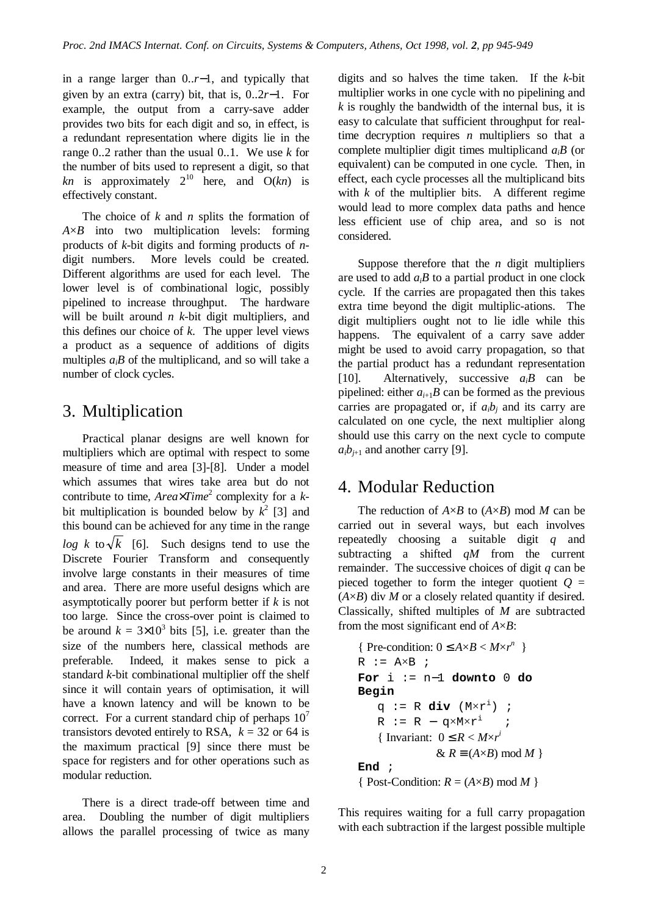in a range larger than $0..r-1$, and typically that given by an extra (carry) bit, that is, $0..2r-1$. For example, the output from a carry-save adder provides two bits for each digit and so, in effect, is a redundant representation where digits lie in the range 0..2 rather than the usual 0..1. We use $k$ for the number of bits used to represent a digit, so that $kn$ is approximately $2^{10}$ here, and $O(kn)$ is effectively constant.

The choice of $k$ and $n$ splits the formation of $A \times B$ into two multiplication levels: forming products of $k$-bit digits and forming products of $n$-digit numbers. More levels could be created. Different algorithms are used for each level. The lower level is of combinational logic, possibly pipelined to increase throughput. The hardware will be built around $n$ $k$-bit digit multipliers, and this defines our choice of $k$. The upper level views a product as a sequence of additions of digits multiples $a_iB$ of the multiplicand, and so will take a number of clock cycles.

## 3. Multiplication

Practical planar designs are well known for multipliers which are optimal with respect to some measure of time and area [3]-[8]. Under a model which assumes that wires take area but do not contribute to time, $Area \times Time^2$ complexity for a $k$-bit multiplication is bounded below by $k^2$ [3] and this bound can be achieved for any time in the range $\log k$ to $\sqrt{k}$ [6]. Such designs tend to use the Discrete Fourier Transform and consequently involve large constants in their measures of time and area. There are more useful designs which are asymptotically poorer but perform better if $k$ is not too large. Since the cross-over point is claimed to be around $k = 3 \times 10^3$ bits [5], i.e. greater than the size of the numbers here, classical methods are preferable. Indeed, it makes sense to pick a standard $k$-bit combinational multiplier off the shelf since it will contain years of optimisation, it will have a known latency and will be known to be correct. For a current standard chip of perhaps $10^7$ transistors devoted entirely to RSA, $k = 32$ or 64 is the maximum practical [9] since there must be space for registers and for other operations such as modular reduction.

There is a direct trade-off between time and area. Doubling the number of digit multipliers allows the parallel processing of twice as many digits and so halves the time taken. If the $k$-bit multiplier works in one cycle with no pipelining and $k$ is roughly the bandwidth of the internal bus, it is easy to calculate that sufficient throughput for real-time decryption requires $n$ multipliers so that a complete multiplier digit times multiplicand $a_iB$ (or equivalent) can be computed in one cycle. Then, in effect, each cycle processes all the multiplicand bits with $k$ of the multiplier bits. A different regime would lead to more complex data paths and hence less efficient use of chip area, and so is not considered.

Suppose therefore that the $n$ digit multipliers are used to add $a_iB$ to a partial product in one clock cycle. If the carries are propagated then this takes extra time beyond the digit multiplic-ations. The digit multipliers ought not to lie idle while this happens. The equivalent of a carry save adder might be used to avoid carry propagation, so that the partial product has a redundant representation [10]. Alternatively, successive $a_iB$ can be pipelined: either $a_{i+1}B$ can be formed as the previous carries are propagated or, if $a_ib_j$ and its carry are calculated on one cycle, the next multiplier along should use this carry on the next cycle to compute $a_ib_{j+1}$ and another carry [9].

## 4. Modular Reduction

The reduction of $A \times B$ to $(A \times B) \bmod M$ can be carried out in several ways, but each involves repeatedly choosing a suitable digit $q$ and subtracting a shifted $qM$ from the current remainder. The successive choices of digit $q$ can be pieced together to form the integer quotient $Q = (A \times B) \text{ div } M$ or a closely related quantity if desired. Classically, shifted multiples of $M$ are subtracted from the most significant end of $A \times B$:

```
{ Pre-condition: 0 ≤ A×B < M×r^n }
R := A×B ;
For i := n−1 downto 0 do
Begin
   q := R div (M×r^i) ;
   R := R − q×M×r^i    ;
   { Invariant:  0 ≤ R < M×r^i
              & R ≡ (A×B) mod M }
End ;
{ Post-Condition: R = (A×B) mod M }
```

This requires waiting for a full carry propagation with each subtraction if the largest possible multiple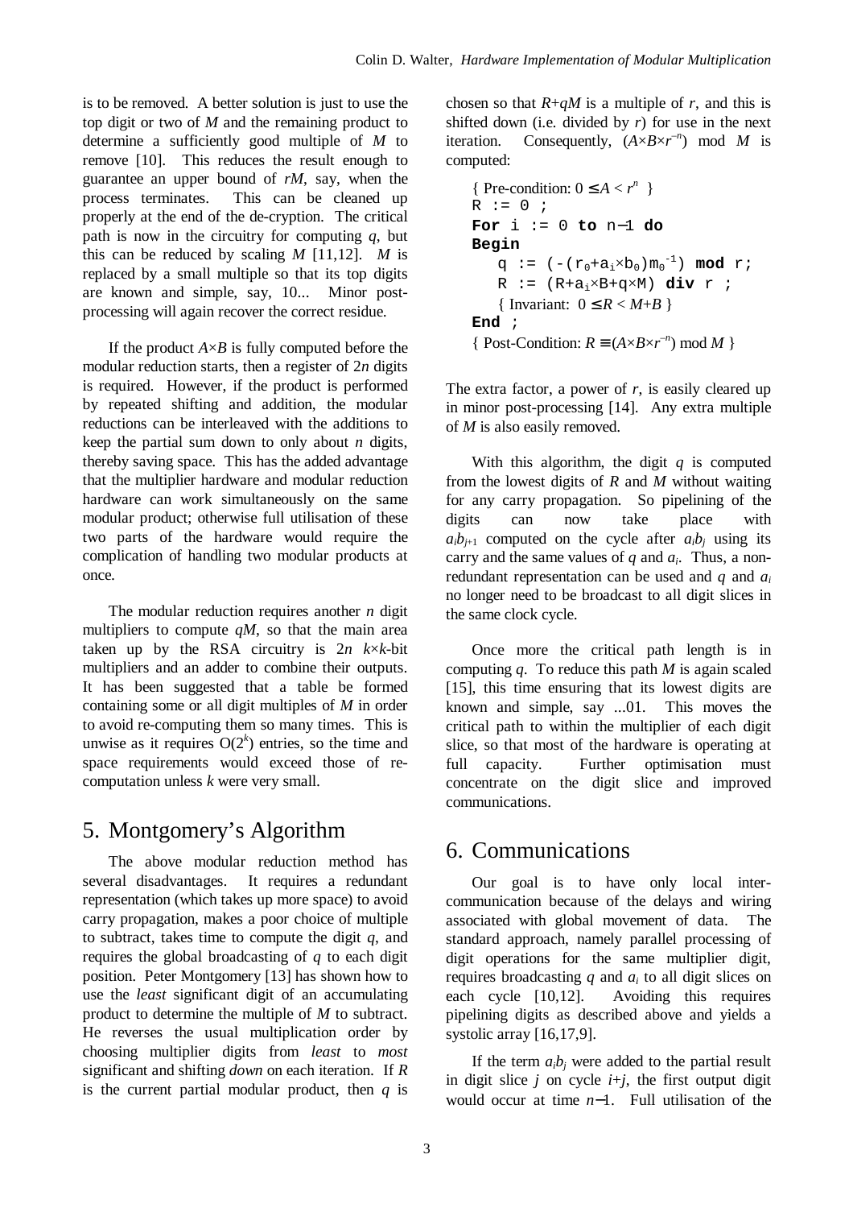is to be removed. A better solution is just to use the top digit or two of $M$ and the remaining product to determine a sufficiently good multiple of $M$ to remove [10]. This reduces the result enough to guarantee an upper bound of $rM$, say, when the process terminates. This can be cleaned up properly at the end of the de-cryption. The critical path is now in the circuitry for computing $q$, but this can be reduced by scaling $M$ [11,12]. $M$ is replaced by a small multiple so that its top digits are known and simple, say, 10... Minor post-processing will again recover the correct residue.

If the product $A{\times}B$ is fully computed before the modular reduction starts, then a register of $2n$ digits is required. However, if the product is performed by repeated shifting and addition, the modular reductions can be interleaved with the additions to keep the partial sum down to only about $n$ digits, thereby saving space. This has the added advantage that the multiplier hardware and modular reduction hardware can work simultaneously on the same modular product; otherwise full utilisation of these two parts of the hardware would require the complication of handling two modular products at once.

The modular reduction requires another $n$ digit multipliers to compute $qM$, so that the main area taken up by the RSA circuitry is $2n$ $k{\times}k$-bit multipliers and an adder to combine their outputs. It has been suggested that a table be formed containing some or all digit multiples of $M$ in order to avoid re-computing them so many times. This is unwise as it requires $O(2^k)$ entries, so the time and space requirements would exceed those of re-computation unless $k$ were very small.

# 5. Montgomery's Algorithm

The above modular reduction method has several disadvantages. It requires a redundant representation (which takes up more space) to avoid carry propagation, makes a poor choice of multiple to subtract, takes time to compute the digit $q$, and requires the global broadcasting of $q$ to each digit position. Peter Montgomery [13] has shown how to use the *least* significant digit of an accumulating product to determine the multiple of $M$ to subtract. He reverses the usual multiplication order by choosing multiplier digits from *least* to *most* significant and shifting *down* on each iteration. If $R$ is the current partial modular product, then $q$ is chosen so that $R+qM$ is a multiple of $r$, and this is shifted down (i.e. divided by $r$) for use in the next iteration. Consequently, $(A{\times}B{\times}r^{-n}) \bmod M$ is computed:

```
{ Pre-condition: 0 ≤ A < r^n }
R := 0 ;
For i := 0 to n−1 do
Begin
   q := (-(r0+ai×b0)m0^-1) mod r;
   R := (R+ai×B+q×M) div r ;
   { Invariant: 0 ≤ R < M+B }
End ;
{ Post-Condition: R ≡ (A×B×r^−n) mod M }
```

The extra factor, a power of $r$, is easily cleared up in minor post-processing [14]. Any extra multiple of $M$ is also easily removed.

With this algorithm, the digit $q$ is computed from the lowest digits of $R$ and $M$ without waiting for any carry propagation. So pipelining of the digits can now take place with $a_ib_{j+1}$ computed on the cycle after $a_ib_j$ using its carry and the same values of $q$ and $a_i$. Thus, a non-redundant representation can be used and $q$ and $a_i$ no longer need to be broadcast to all digit slices in the same clock cycle.

Once more the critical path length is in computing $q$. To reduce this path $M$ is again scaled [15], this time ensuring that its lowest digits are known and simple, say ...01. This moves the critical path to within the multiplier of each digit slice, so that most of the hardware is operating at full capacity. Further optimisation must concentrate on the digit slice and improved communications.

# 6. Communications

Our goal is to have only local inter-communication because of the delays and wiring associated with global movement of data. The standard approach, namely parallel processing of digit operations for the same multiplier digit, requires broadcasting $q$ and $a_i$ to all digit slices on each cycle [10,12]. Avoiding this requires pipelining digits as described above and yields a systolic array [16,17,9].

If the term $a_ib_j$ were added to the partial result in digit slice $j$ on cycle $i+j$, the first output digit would occur at time $n-1$. Full utilisation of the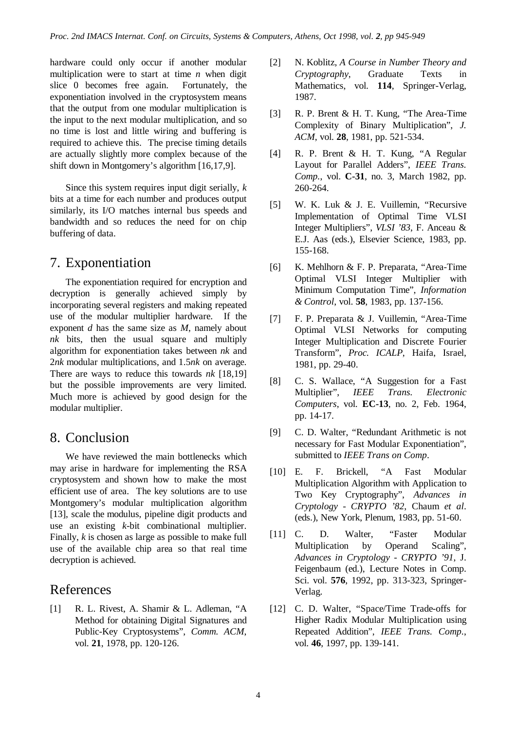hardware could only occur if another modular multiplication were to start at time $n$ when digit slice 0 becomes free again. Fortunately, the exponentiation involved in the cryptosystem means that the output from one modular multiplication is the input to the next modular multiplication, and so no time is lost and little wiring and buffering is required to achieve this. The precise timing details are actually slightly more complex because of the shift down in Montgomery's algorithm [16,17,9].

Since this system requires input digit serially, $k$ bits at a time for each number and produces output similarly, its I/O matches internal bus speeds and bandwidth and so reduces the need for on chip buffering of data.

# 7. Exponentiation

The exponentiation required for encryption and decryption is generally achieved simply by incorporating several registers and making repeated use of the modular multiplier hardware. If the exponent $d$ has the same size as $M$, namely about $nk$ bits, then the usual square and multiply algorithm for exponentiation takes between $nk$ and $2nk$ modular multiplications, and $1.5nk$ on average. There are ways to reduce this towards $nk$ [18,19] but the possible improvements are very limited. Much more is achieved by good design for the modular multiplier.

# 8. Conclusion

We have reviewed the main bottlenecks which may arise in hardware for implementing the RSA cryptosystem and shown how to make the most efficient use of area. The key solutions are to use Montgomery's modular multiplication algorithm [13], scale the modulus, pipeline digit products and use an existing $k$-bit combinational multiplier. Finally, $k$ is chosen as large as possible to make full use of the available chip area so that real time decryption is achieved.

# References

[1] R. L. Rivest, A. Shamir & L. Adleman, "A Method for obtaining Digital Signatures and Public-Key Cryptosystems", *Comm. ACM*, vol. **21**, 1978, pp. 120-126.

[2] N. Koblitz, *A Course in Number Theory and Cryptography*, Graduate Texts in Mathematics, vol. **114**, Springer-Verlag, 1987.

[3] R. P. Brent & H. T. Kung, "The Area-Time Complexity of Binary Multiplication", *J. ACM*, vol. **28**, 1981, pp. 521-534.

[4] R. P. Brent & H. T. Kung, "A Regular Layout for Parallel Adders", *IEEE Trans. Comp.*, vol. **C-31**, no. 3, March 1982, pp. 260-264.

[5] W. K. Luk & J. E. Vuillemin, "Recursive Implementation of Optimal Time VLSI Integer Multipliers", *VLSI '83*, F. Anceau & E.J. Aas (eds.), Elsevier Science, 1983, pp. 155-168.

[6] K. Mehlhorn & F. P. Preparata, "Area-Time Optimal VLSI Integer Multiplier with Minimum Computation Time", *Information & Control*, vol. **58**, 1983, pp. 137-156.

[7] F. P. Preparata & J. Vuillemin, "Area-Time Optimal VLSI Networks for computing Integer Multiplication and Discrete Fourier Transform", *Proc. ICALP*, Haifa, Israel, 1981, pp. 29-40.

[8] C. S. Wallace, "A Suggestion for a Fast Multiplier", *IEEE Trans. Electronic Computers*, vol. **EC-13**, no. 2, Feb. 1964, pp. 14-17.

[9] C. D. Walter, "Redundant Arithmetic is not necessary for Fast Modular Exponentiation", submitted to *IEEE Trans on Comp*.

[10] E. F. Brickell, "A Fast Modular Multiplication Algorithm with Application to Two Key Cryptography", *Advances in Cryptology - CRYPTO '82*, Chaum *et al*. (eds.), New York, Plenum, 1983, pp. 51-60.

[11] C. D. Walter, "Faster Modular Multiplication by Operand Scaling", *Advances in Cryptology - CRYPTO '91*, J. Feigenbaum (ed.), Lecture Notes in Comp. Sci. vol. **576**, 1992, pp. 313-323, Springer-Verlag.

[12] C. D. Walter, "Space/Time Trade-offs for Higher Radix Modular Multiplication using Repeated Addition", *IEEE Trans. Comp.*, vol. **46**, 1997, pp. 139-141.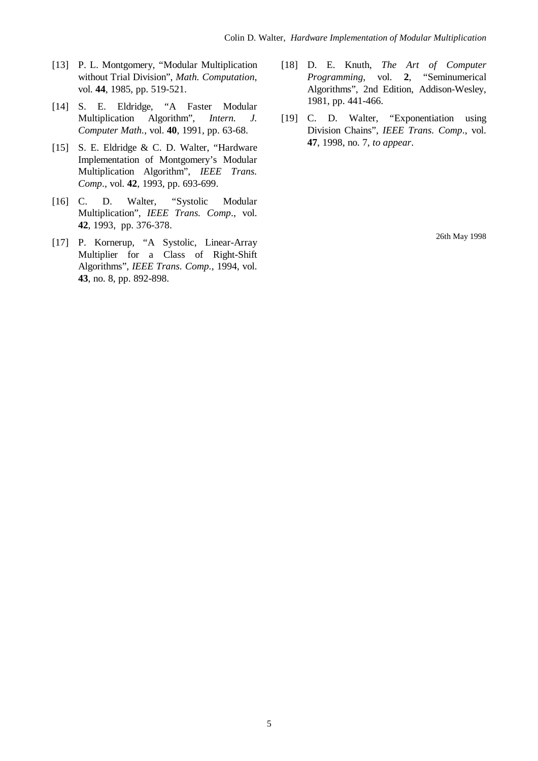[13] P. L. Montgomery, "Modular Multiplication without Trial Division", *Math. Computation*, vol. **44**, 1985, pp. 519-521.

[14] S. E. Eldridge, "A Faster Modular Multiplication Algorithm", *Intern. J. Computer Math.*, vol. **40**, 1991, pp. 63-68.

[15] S. E. Eldridge & C. D. Walter, "Hardware Implementation of Montgomery's Modular Multiplication Algorithm", *IEEE Trans. Comp*., vol. **42**, 1993, pp. 693-699.

[16] C. D. Walter, "Systolic Modular Multiplication", *IEEE Trans. Comp*., vol. **42**, 1993, pp. 376-378.

[17] P. Kornerup, "A Systolic, Linear-Array Multiplier for a Class of Right-Shift Algorithms", *IEEE Trans. Comp.*, 1994, vol. **43**, no. 8, pp. 892-898.

[18] D. E. Knuth, *The Art of Computer Programming*, vol. **2**, "Seminumerical Algorithms", 2nd Edition, Addison-Wesley, 1981, pp. 441-466.

[19] C. D. Walter, "Exponentiation using Division Chains", *IEEE Trans. Comp*., vol. **47**, 1998, no. 7, *to appear*.

26th May 1998